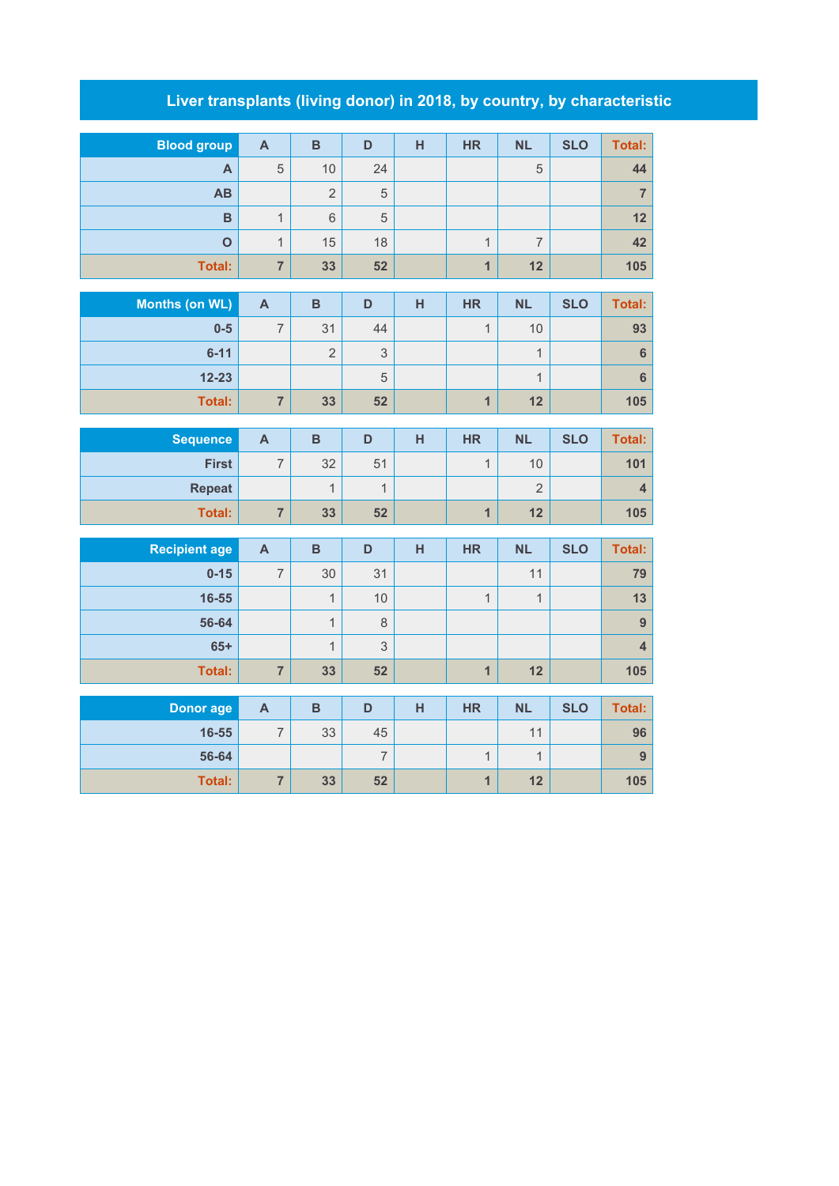# Liver transplants (living donor) in 2018, by country, by characteristic

| Blood group | A | B | D | H | HR | NL | SLO | Total: |
|---|---|---|---|---|---|---|---|---|
| A | 5 | 10 | 24 | | | 5 | | 44 |
| AB | | 2 | 5 | | | | | 7 |
| B | 1 | 6 | 5 | | | | | 12 |
| O | 1 | 15 | 18 | | 1 | 7 | | 42 |
| Total: | 7 | 33 | 52 | | 1 | 12 | | 105 |

| Months (on WL) | A | B | D | H | HR | NL | SLO | Total: |
|---|---|---|---|---|---|---|---|---|
| 0-5 | 7 | 31 | 44 | | 1 | 10 | | 93 |
| 6-11 | | 2 | 3 | | | 1 | | 6 |
| 12-23 | | | 5 | | | 1 | | 6 |
| Total: | 7 | 33 | 52 | | 1 | 12 | | 105 |

| Sequence | A | B | D | H | HR | NL | SLO | Total: |
|---|---|---|---|---|---|---|---|---|
| First | 7 | 32 | 51 | | 1 | 10 | | 101 |
| Repeat | | 1 | 1 | | | 2 | | 4 |
| Total: | 7 | 33 | 52 | | 1 | 12 | | 105 |

| Recipient age | A | B | D | H | HR | NL | SLO | Total: |
|---|---|---|---|---|---|---|---|---|
| 0-15 | 7 | 30 | 31 | | | 11 | | 79 |
| 16-55 | | 1 | 10 | | 1 | 1 | | 13 |
| 56-64 | | 1 | 8 | | | | | 9 |
| 65+ | | 1 | 3 | | | | | 4 |
| Total: | 7 | 33 | 52 | | 1 | 12 | | 105 |

| Donor age | A | B | D | H | HR | NL | SLO | Total: |
|---|---|---|---|---|---|---|---|---|
| 16-55 | 7 | 33 | 45 | | | 11 | | 96 |
| 56-64 | | | 7 | | 1 | 1 | | 9 |
| Total: | 7 | 33 | 52 | | 1 | 12 | | 105 |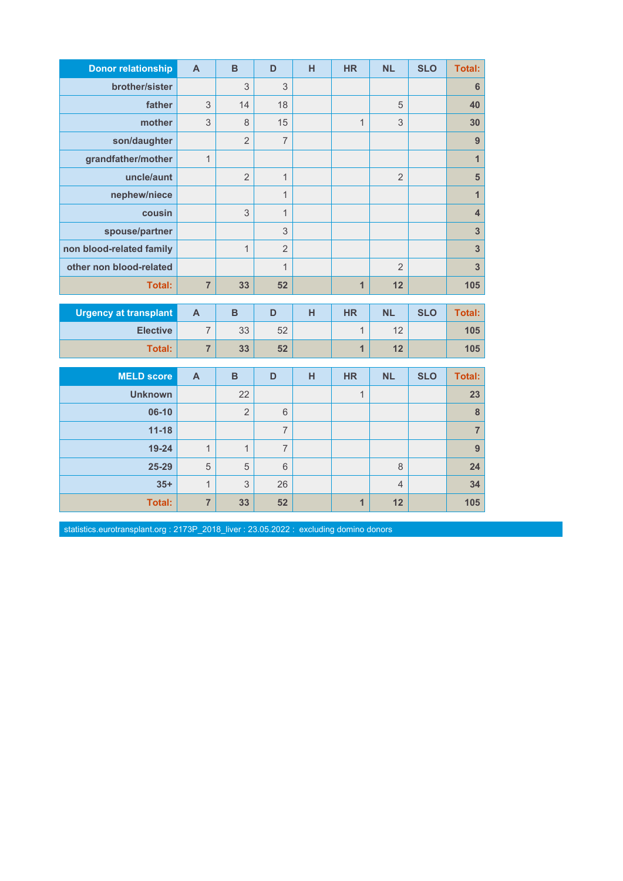| Donor relationship | A | B | D | H | HR | NL | SLO | Total: |
|---|---|---|---|---|---|---|---|---|
| brother/sister | | 3 | 3 | | | | | 6 |
| father | 3 | 14 | 18 | | | 5 | | 40 |
| mother | 3 | 8 | 15 | | 1 | 3 | | 30 |
| son/daughter | | 2 | 7 | | | | | 9 |
| grandfather/mother | 1 | | | | | | | 1 |
| uncle/aunt | | 2 | 1 | | | 2 | | 5 |
| nephew/niece | | | 1 | | | | | 1 |
| cousin | | 3 | 1 | | | | | 4 |
| spouse/partner | | | 3 | | | | | 3 |
| non blood-related family | | 1 | 2 | | | | | 3 |
| other non blood-related | | | 1 | | | 2 | | 3 |
| Total: | 7 | 33 | 52 | | 1 | 12 | | 105 |

| Urgency at transplant | A | B | D | H | HR | NL | SLO | Total: |
|---|---|---|---|---|---|---|---|---|
| Elective | 7 | 33 | 52 | | 1 | 12 | | 105 |
| Total: | 7 | 33 | 52 | | 1 | 12 | | 105 |

| MELD score | A | B | D | H | HR | NL | SLO | Total: |
|---|---|---|---|---|---|---|---|---|
| Unknown | | 22 | | | 1 | | | 23 |
| 06-10 | | 2 | 6 | | | | | 8 |
| 11-18 | | | 7 | | | | | 7 |
| 19-24 | 1 | 1 | 7 | | | | | 9 |
| 25-29 | 5 | 5 | 6 | | | 8 | | 24 |
| 35+ | 1 | 3 | 26 | | | 4 | | 34 |
| Total: | 7 | 33 | 52 | | 1 | 12 | | 105 |

statistics.eurotransplant.org : 2173P_2018_liver : 23.05.2022 : excluding domino donors